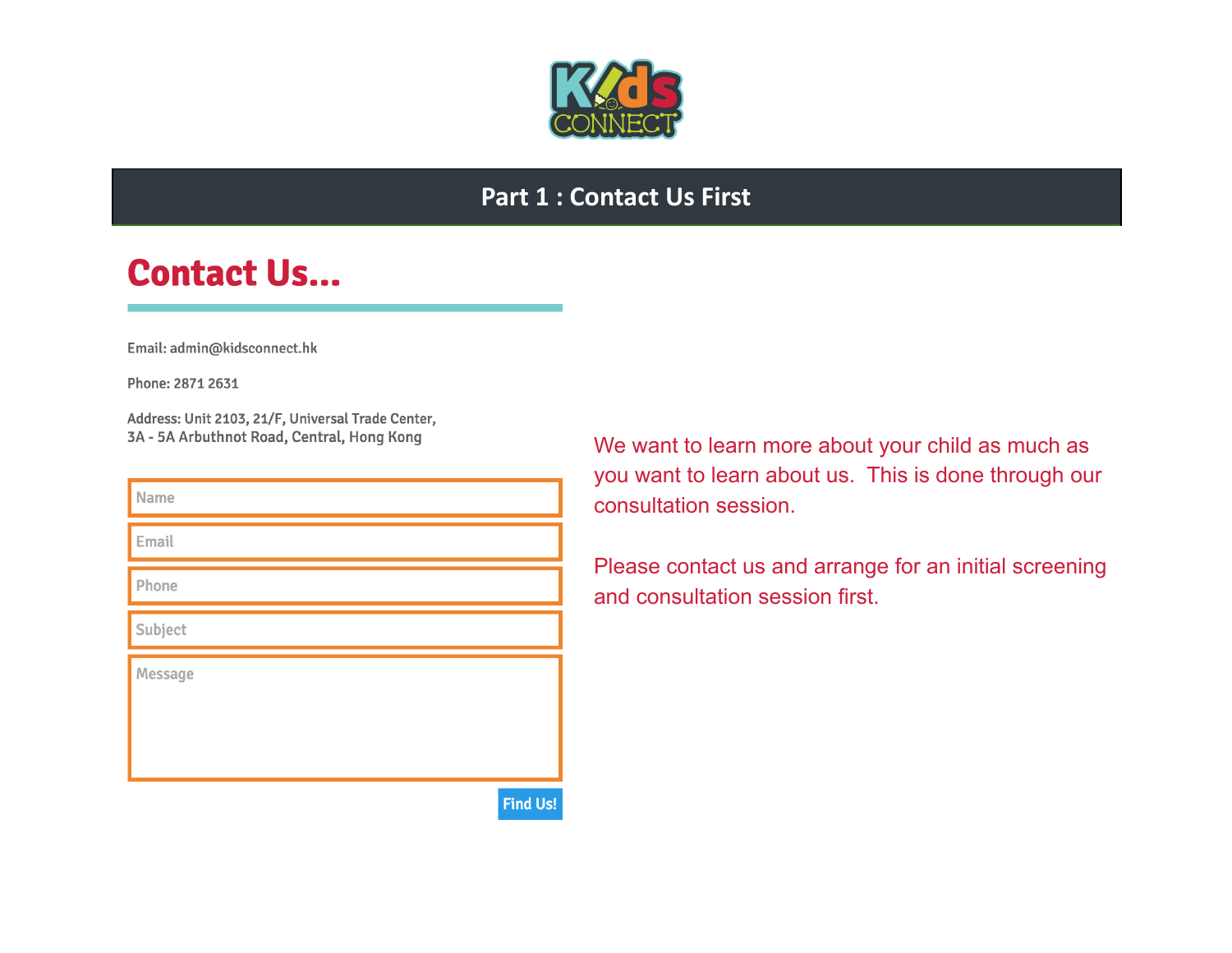Kids CONNECT

## Part 1 : Contact Us First

# Contact Us...

Email: admin@kidsconnect.hk

Phone: 2871 2631

Address: Unit 2103, 21/F, Universal Trade Center,
3A - 5A Arbuthnot Road, Central, Hong Kong

Name

Email

Phone

Subject

Message

Find Us!

We want to learn more about your child as much as you want to learn about us. This is done through our consultation session.

Please contact us and arrange for an initial screening and consultation session first.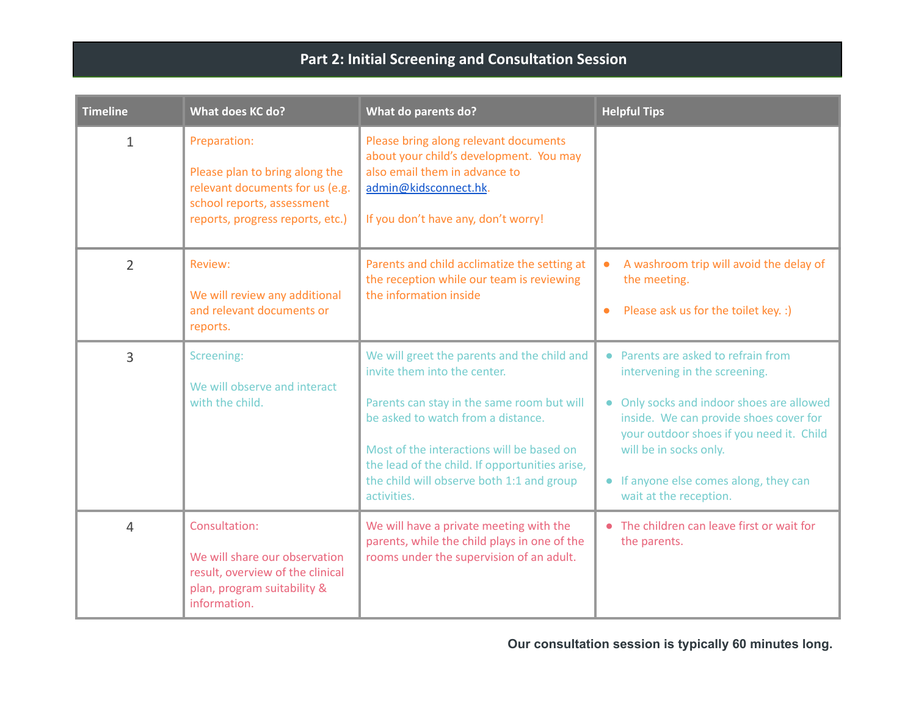## Part 2: Initial Screening and Consultation Session

| Timeline | What does KC do? | What do parents do? | Helpful Tips |
|---|---|---|---|
| 1 | Preparation:<br><br>Please plan to bring along the relevant documents for us (e.g. school reports, assessment reports, progress reports, etc.) | Please bring along relevant documents about your child's development. You may also email them in advance to admin@kidsconnect.hk.<br><br>If you don't have any, don't worry! | |
| 2 | Review:<br><br>We will review any additional and relevant documents or reports. | Parents and child acclimatize the setting at the reception while our team is reviewing the information inside | • A washroom trip will avoid the delay of the meeting.<br><br>• Please ask us for the toilet key. :) |
| 3 | Screening:<br><br>We will observe and interact with the child. | We will greet the parents and the child and invite them into the center.<br><br>Parents can stay in the same room but will be asked to watch from a distance.<br><br>Most of the interactions will be based on the lead of the child. If opportunities arise, the child will observe both 1:1 and group activities. | • Parents are asked to refrain from intervening in the screening.<br><br>• Only socks and indoor shoes are allowed inside. We can provide shoes cover for your outdoor shoes if you need it. Child will be in socks only.<br><br>• If anyone else comes along, they can wait at the reception. |
| 4 | Consultation:<br><br>We will share our observation result, overview of the clinical plan, program suitability & information. | We will have a private meeting with the parents, while the child plays in one of the rooms under the supervision of an adult. | • The children can leave first or wait for the parents. |

**Our consultation session is typically 60 minutes long.**